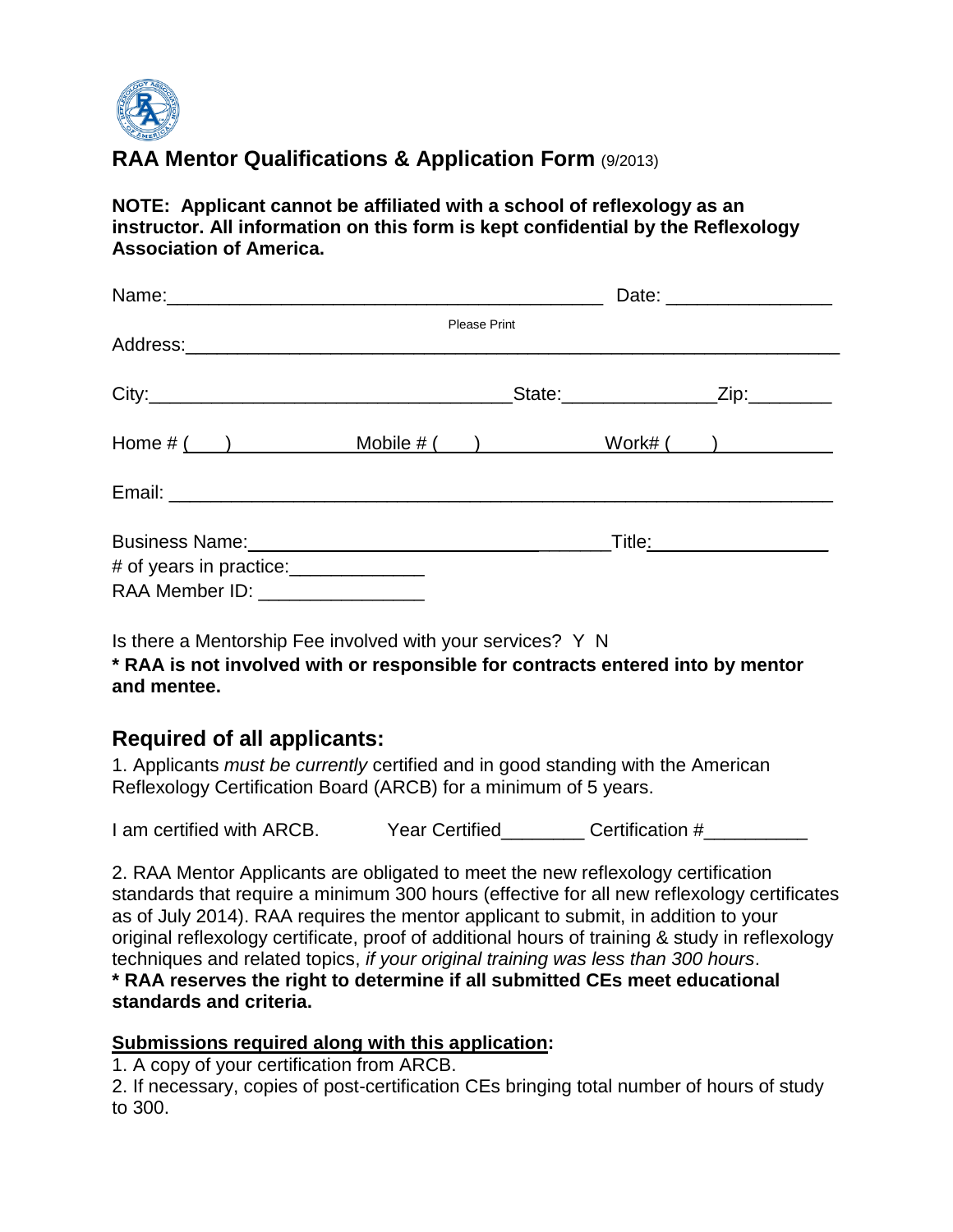# RAA Mentor Qualifications & Application Form (9/2013)

**NOTE: Applicant cannot be affiliated with a school of reflexology as an instructor. All information on this form is kept confidential by the Reflexology Association of America.**

Name:___________________________________________ Date: ________________

Please Print

Address:___________________________________________________________________

City:____________________________________State:_______________Zip:_________

Home # (    ) ______________ Mobile # (    ) ______________ Work# (    ) ______________

Email: ____________________________________________________________________

Business Name:_____________________________________Title:__________________

# of years in practice:_____________

RAA Member ID: ________________

Is there a Mentorship Fee involved with your services? Y N

**\* RAA is not involved with or responsible for contracts entered into by mentor and mentee.**

## Required of all applicants:

1. Applicants *must be currently* certified and in good standing with the American Reflexology Certification Board (ARCB) for a minimum of 5 years.

I am certified with ARCB. Year Certified________ Certification #__________

2. RAA Mentor Applicants are obligated to meet the new reflexology certification standards that require a minimum 300 hours (effective for all new reflexology certificates as of July 2014). RAA requires the mentor applicant to submit, in addition to your original reflexology certificate, proof of additional hours of training & study in reflexology techniques and related topics, *if your original training was less than 300 hours*.

**\* RAA reserves the right to determine if all submitted CEs meet educational standards and criteria.**

**Submissions required along with this application:**

1. A copy of your certification from ARCB.
2. If necessary, copies of post-certification CEs bringing total number of hours of study to 300.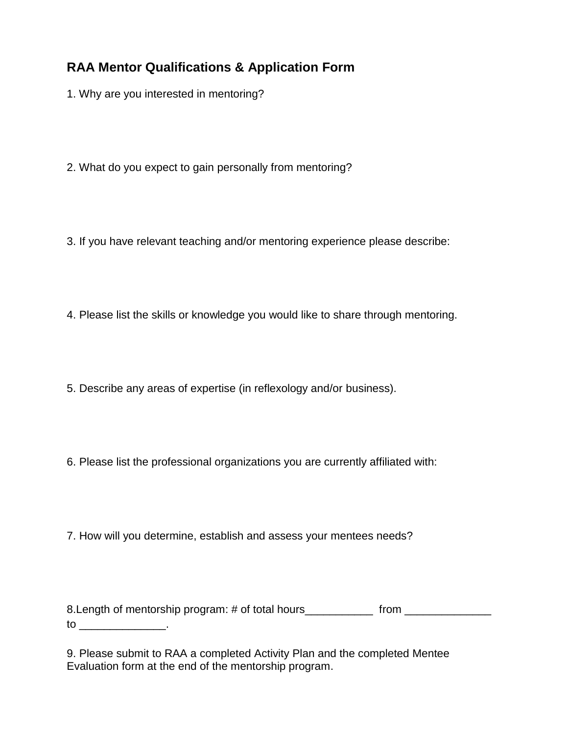## RAA Mentor Qualifications & Application Form

1. Why are you interested in mentoring?

2. What do you expect to gain personally from mentoring?

3. If you have relevant teaching and/or mentoring experience please describe:

4. Please list the skills or knowledge you would like to share through mentoring.

5. Describe any areas of expertise (in reflexology and/or business).

6. Please list the professional organizations you are currently affiliated with:

7. How will you determine, establish and assess your mentees needs?

8.Length of mentorship program: # of total hours___________ from ______________ to ______________.

9. Please submit to RAA a completed Activity Plan and the completed Mentee Evaluation form at the end of the mentorship program.